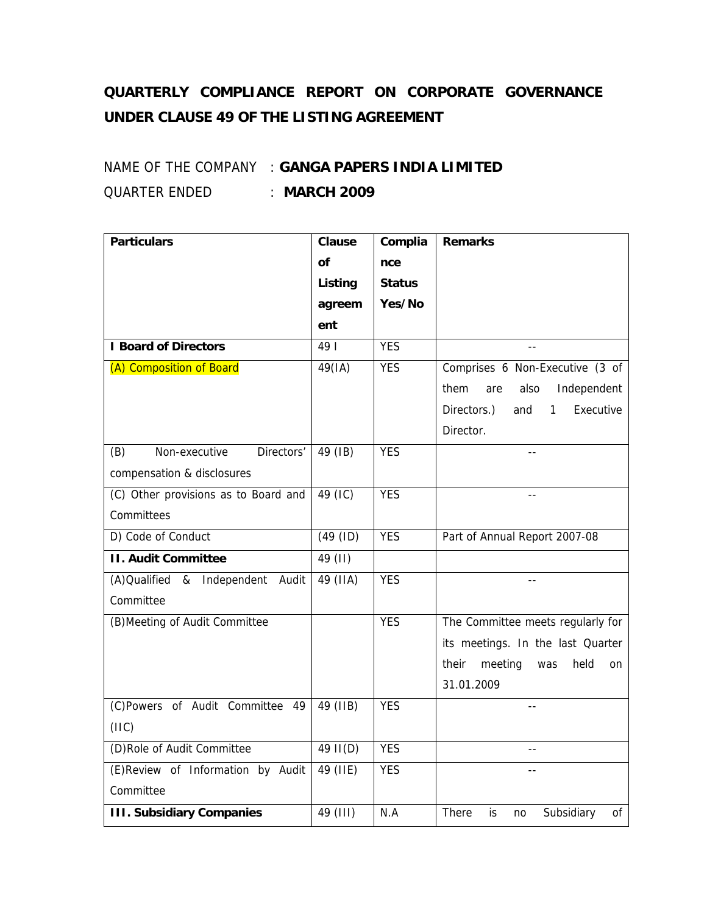# QUARTERLY COMPLIANCE REPORT ON CORPORATE GOVERNANCE UNDER CLAUSE 49 OF THE LISTING AGREEMENT

NAME OF THE COMPANY : **GANGA PAPERS INDIA LIMITED**

QUARTER ENDED : **MARCH 2009**

| **Particulars** | **Clause of Listing agreement** | **Compliance Status Yes/No** | **Remarks** |
|---|---|---|---|
| **I Board of Directors** | 49 I | YES | -- |
| (A) Composition of Board | 49(IA) | YES | Comprises 6 Non-Executive (3 of them are also Independent Directors.) and 1 Executive Director. |
| (B) Non-executive Directors' compensation & disclosures | 49 (IB) | YES | -- |
| (C) Other provisions as to Board and Committees | 49 (IC) | YES | -- |
| D) Code of Conduct | (49 (ID) | YES | Part of Annual Report 2007-08 |
| **II. Audit Committee** | 49 (II) | | |
| (A)Qualified & Independent Audit Committee | 49 (IIA) | YES | -- |
| (B)Meeting of Audit Committee | | YES | The Committee meets regularly for its meetings. In the last Quarter their meeting was held on 31.01.2009 |
| (C)Powers of Audit Committee 49 (IIC) | 49 (IIB) | YES | -- |
| (D)Role of Audit Committee | 49 II(D) | YES | -- |
| (E)Review of Information by Audit Committee | 49 (IIE) | YES | -- |
| **III. Subsidiary Companies** | 49 (III) | N.A | There is no Subsidiary of |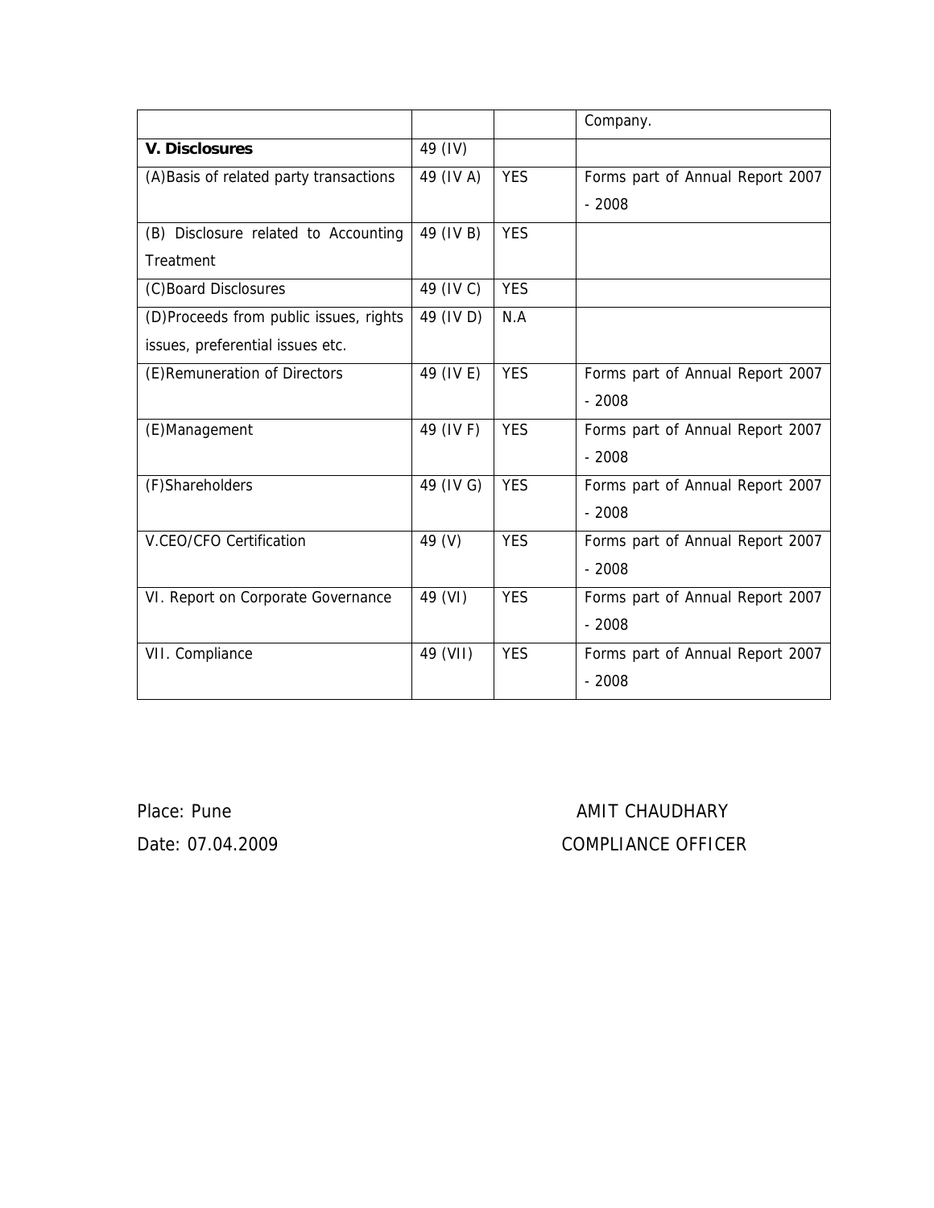| | | | |
|---|---|---|---|
| | | | Company. |
| **V. Disclosures** | 49 (IV) | | |
| (A)Basis of related party transactions | 49 (IV A) | YES | Forms part of Annual Report 2007 - 2008 |
| (B) Disclosure related to Accounting Treatment | 49 (IV B) | YES | |
| (C)Board Disclosures | 49 (IV C) | YES | |
| (D)Proceeds from public issues, rights issues, preferential issues etc. | 49 (IV D) | N.A | |
| (E)Remuneration of Directors | 49 (IV E) | YES | Forms part of Annual Report 2007 - 2008 |
| (E)Management | 49 (IV F) | YES | Forms part of Annual Report 2007 - 2008 |
| (F)Shareholders | 49 (IV G) | YES | Forms part of Annual Report 2007 - 2008 |
| V.CEO/CFO Certification | 49 (V) | YES | Forms part of Annual Report 2007 - 2008 |
| VI. Report on Corporate Governance | 49 (VI) | YES | Forms part of Annual Report 2007 - 2008 |
| VII. Compliance | 49 (VII) | YES | Forms part of Annual Report 2007 - 2008 |

Place: Pune

Date: 07.04.2009

AMIT CHAUDHARY

COMPLIANCE OFFICER